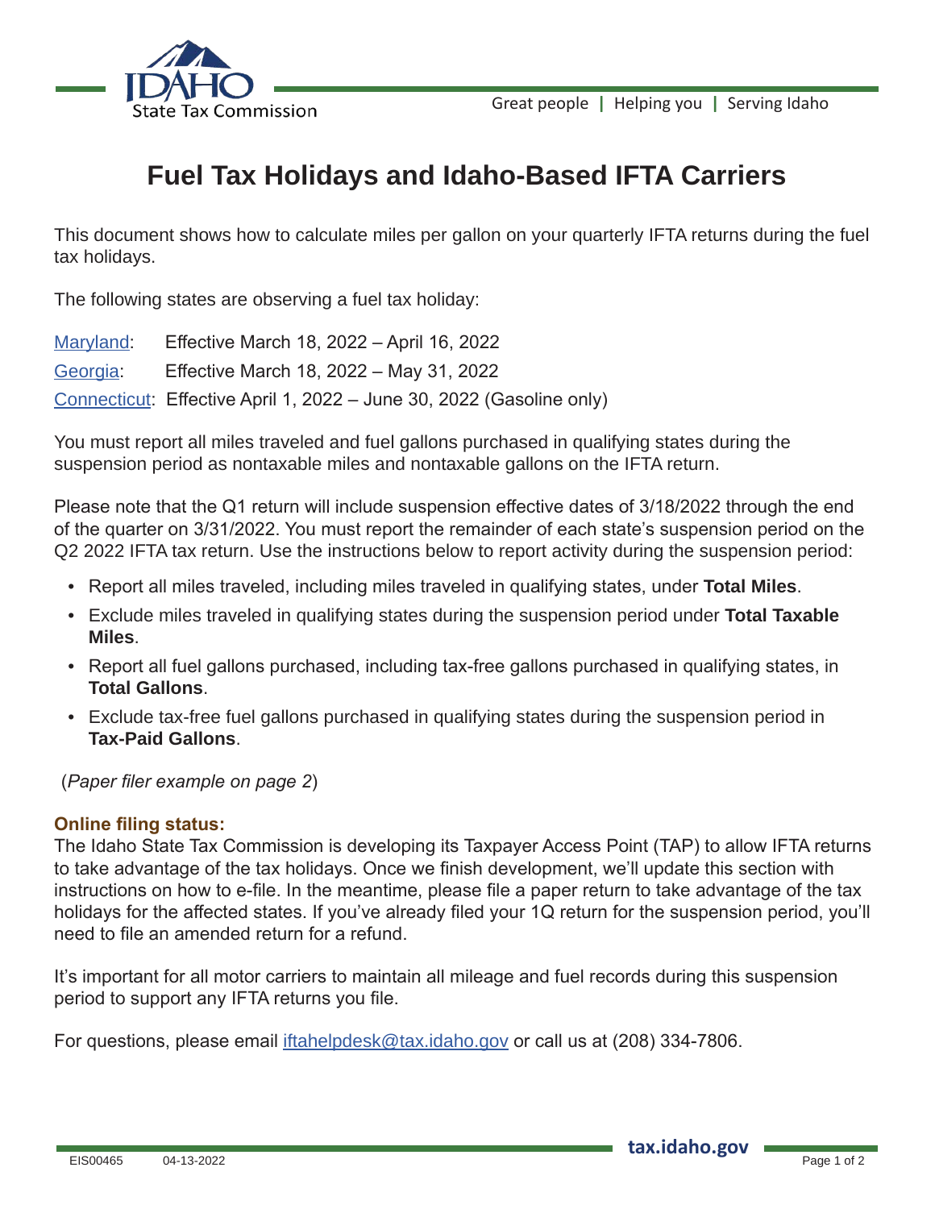# Fuel Tax Holidays and Idaho-Based IFTA Carriers

This document shows how to calculate miles per gallon on your quarterly IFTA returns during the fuel tax holidays.

The following states are observing a fuel tax holiday:

Maryland: Effective March 18, 2022 – April 16, 2022

Georgia: Effective March 18, 2022 – May 31, 2022

Connecticut: Effective April 1, 2022 – June 30, 2022 (Gasoline only)

You must report all miles traveled and fuel gallons purchased in qualifying states during the suspension period as nontaxable miles and nontaxable gallons on the IFTA return.

Please note that the Q1 return will include suspension effective dates of 3/18/2022 through the end of the quarter on 3/31/2022. You must report the remainder of each state's suspension period on the Q2 2022 IFTA tax return. Use the instructions below to report activity during the suspension period:

- Report all miles traveled, including miles traveled in qualifying states, under **Total Miles**.
- Exclude miles traveled in qualifying states during the suspension period under **Total Taxable Miles**.
- Report all fuel gallons purchased, including tax-free gallons purchased in qualifying states, in **Total Gallons**.
- Exclude tax-free fuel gallons purchased in qualifying states during the suspension period in **Tax-Paid Gallons**.

(*Paper filer example on page 2*)

**Online filing status:**

The Idaho State Tax Commission is developing its Taxpayer Access Point (TAP) to allow IFTA returns to take advantage of the tax holidays. Once we finish development, we'll update this section with instructions on how to e-file. In the meantime, please file a paper return to take advantage of the tax holidays for the affected states. If you've already filed your 1Q return for the suspension period, you'll need to file an amended return for a refund.

It's important for all motor carriers to maintain all mileage and fuel records during this suspension period to support any IFTA returns you file.

For questions, please email iftahelpdesk@tax.idaho.gov or call us at (208) 334-7806.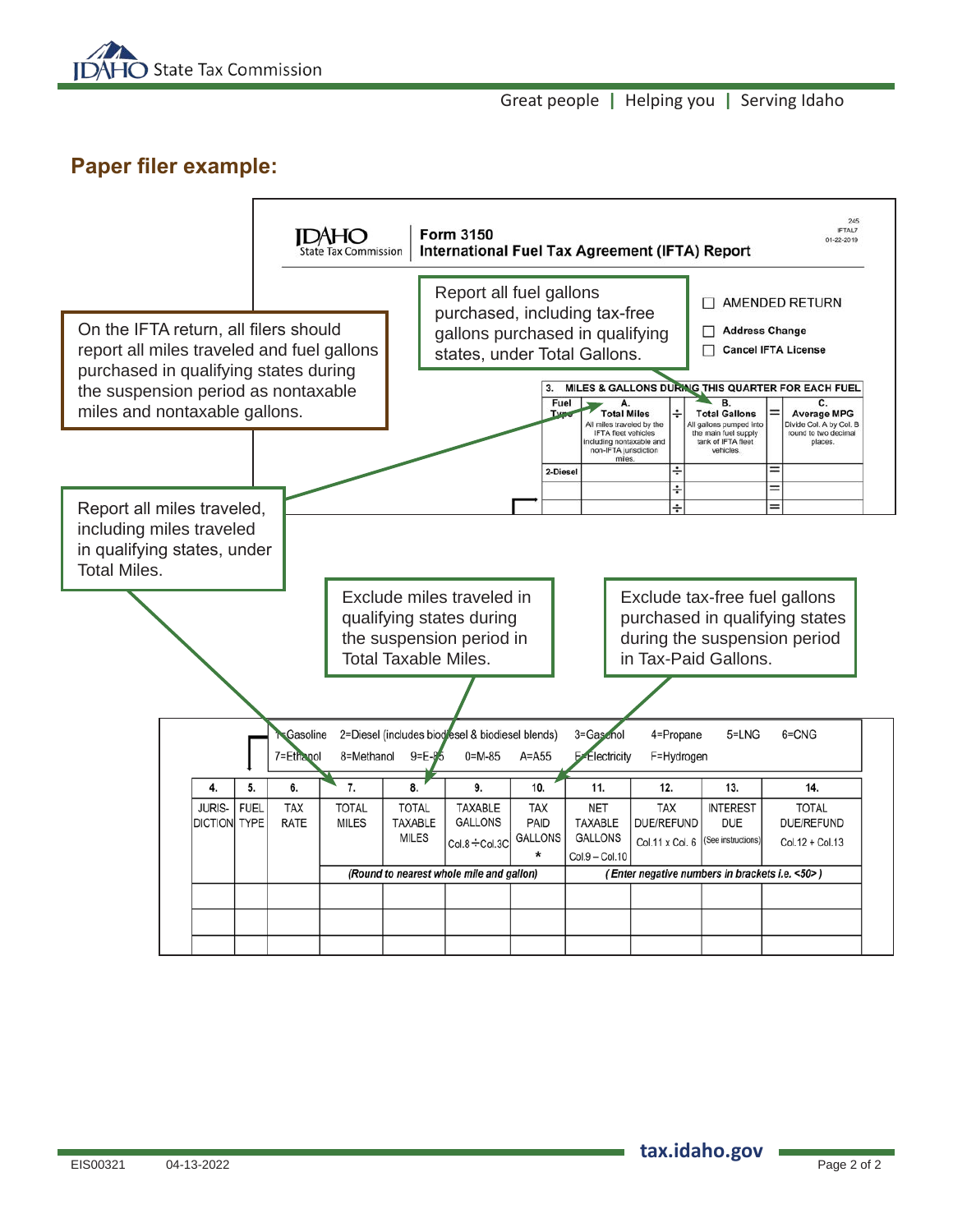## Paper filer example:

**Form 3150**
**International Fuel Tax Agreement (IFTA) Report**

245
IFTAL7
01-22-2019

☐ AMENDED RETURN
☐ **Address Change**
☐ **Cancel IFTA License**

On the IFTA return, all filers should report all miles traveled and fuel gallons purchased in qualifying states during the suspension period as nontaxable miles and nontaxable gallons.

Report all fuel gallons purchased, including tax-free gallons purchased in qualifying states, under Total Gallons.

Report all miles traveled, including miles traveled in qualifying states, under Total Miles.

**3. MILES & GALLONS DURING THIS QUARTER FOR EACH FUEL**

| Fuel Type | A. Total Miles (All miles traveled by the IFTA fleet vehicles including nontaxable and non-IFTA jurisdiction miles.) | ÷ | B. Total Gallons (All gallons pumped into the main fuel supply tank of IFTA fleet vehicles.) | = | C. Average MPG (Divide Col. A by Col. B round to two decimal places.) |
|---|---|---|---|---|---|
| 2-Diesel | | ÷ | | = | |
| | | ÷ | | = | |
| | | ÷ | | = | |

Exclude miles traveled in qualifying states during the suspension period in Total Taxable Miles.

Exclude tax-free fuel gallons purchased in qualifying states during the suspension period in Tax-Paid Gallons.

1=Gasoline 2=Diesel (includes biodiesel & biodiesel blends) 3=Gasohol 4=Propane 5=LNG 6=CNG
7=Ethanol 8=Methanol 9=E-85 0=M-85 A=A55 E=Electricity F=Hydrogen

| 4. JURISDICTION | 5. FUEL TYPE | 6. TAX RATE | 7. TOTAL MILES | 8. TOTAL TAXABLE MILES | 9. TAXABLE GALLONS Col.8 ÷ Col.3C | 10. TAX PAID GALLONS * | 11. NET TAXABLE GALLONS Col.9 – Col.10 | 12. TAX DUE/REFUND Col.11 x Col. 6 | 13. INTEREST DUE (See instructions) | 14. TOTAL DUE/REFUND Col.12 + Col.13 |
|---|---|---|---|---|---|---|---|---|---|---|
| | | | *(Round to nearest whole mile and gallon)* | | | | *(Enter negative numbers in brackets i.e. <50>)* | | | |
| | | | | | | | | | | |
| | | | | | | | | | | |
| | | | | | | | | | | |

EIS00321 04-13-2022